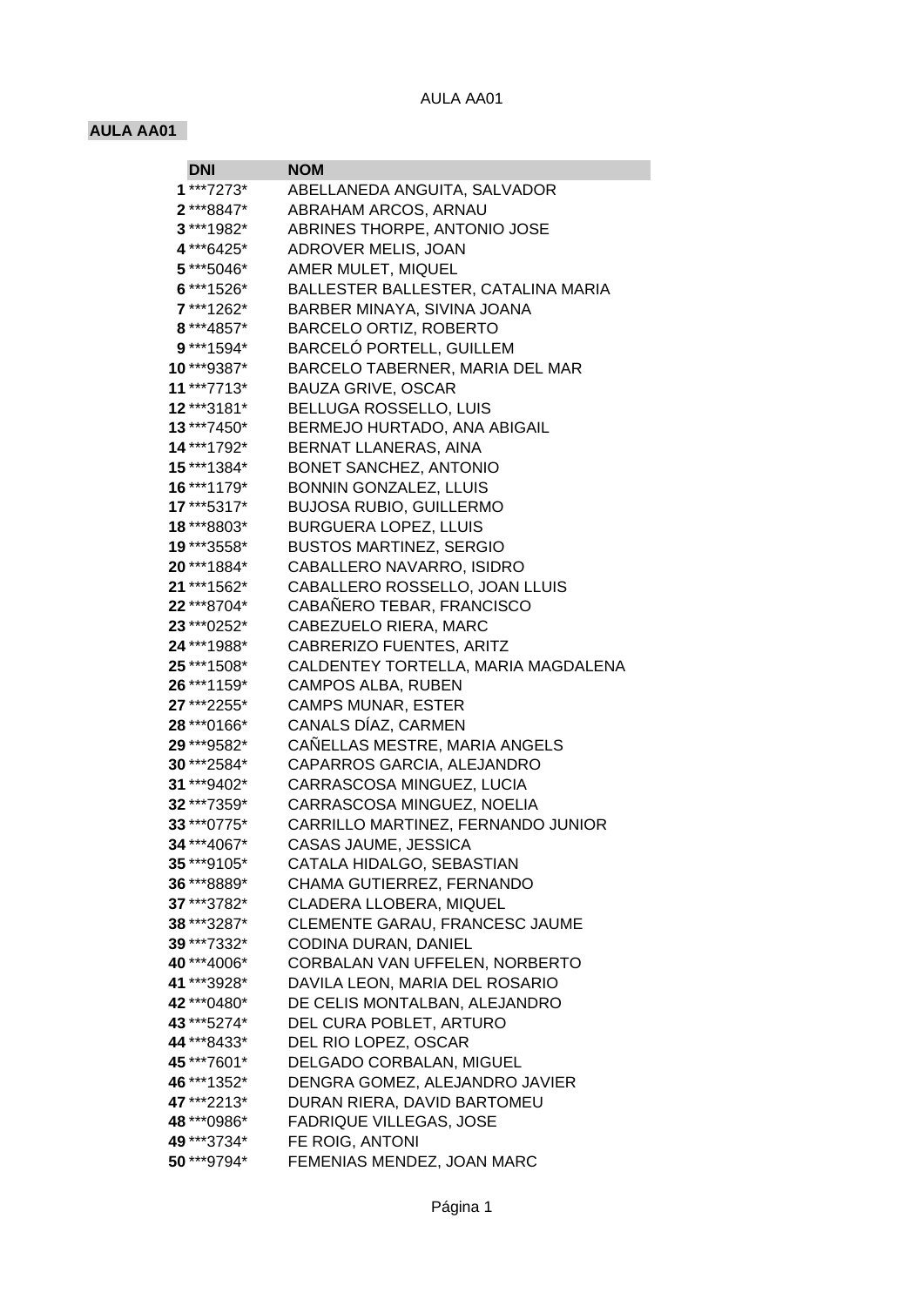## AULA AA01

| | DNI | NOM |
|---|---|---|
| 1 | ***7273* | ABELLANEDA ANGUITA, SALVADOR |
| 2 | ***8847* | ABRAHAM ARCOS, ARNAU |
| 3 | ***1982* | ABRINES THORPE, ANTONIO JOSE |
| 4 | ***6425* | ADROVER MELIS, JOAN |
| 5 | ***5046* | AMER MULET, MIQUEL |
| 6 | ***1526* | BALLESTER BALLESTER, CATALINA MARIA |
| 7 | ***1262* | BARBER MINAYA, SIVINA JOANA |
| 8 | ***4857* | BARCELO ORTIZ, ROBERTO |
| 9 | ***1594* | BARCELÓ PORTELL, GUILLEM |
| 10 | ***9387* | BARCELO TABERNER, MARIA DEL MAR |
| 11 | ***7713* | BAUZA GRIVE, OSCAR |
| 12 | ***3181* | BELLUGA ROSSELLO, LUIS |
| 13 | ***7450* | BERMEJO HURTADO, ANA ABIGAIL |
| 14 | ***1792* | BERNAT LLANERAS, AINA |
| 15 | ***1384* | BONET SANCHEZ, ANTONIO |
| 16 | ***1179* | BONNIN GONZALEZ, LLUIS |
| 17 | ***5317* | BUJOSA RUBIO, GUILLERMO |
| 18 | ***8803* | BURGUERA LOPEZ, LLUIS |
| 19 | ***3558* | BUSTOS MARTINEZ, SERGIO |
| 20 | ***1884* | CABALLERO NAVARRO, ISIDRO |
| 21 | ***1562* | CABALLERO ROSSELLO, JOAN LLUIS |
| 22 | ***8704* | CABAÑERO TEBAR, FRANCISCO |
| 23 | ***0252* | CABEZUELO RIERA, MARC |
| 24 | ***1988* | CABRERIZO FUENTES, ARITZ |
| 25 | ***1508* | CALDENTEY TORTELLA, MARIA MAGDALENA |
| 26 | ***1159* | CAMPOS ALBA, RUBEN |
| 27 | ***2255* | CAMPS MUNAR, ESTER |
| 28 | ***0166* | CANALS DÍAZ, CARMEN |
| 29 | ***9582* | CAÑELLAS MESTRE, MARIA ANGELS |
| 30 | ***2584* | CAPARROS GARCIA, ALEJANDRO |
| 31 | ***9402* | CARRASCOSA MINGUEZ, LUCIA |
| 32 | ***7359* | CARRASCOSA MINGUEZ, NOELIA |
| 33 | ***0775* | CARRILLO MARTINEZ, FERNANDO JUNIOR |
| 34 | ***4067* | CASAS JAUME, JESSICA |
| 35 | ***9105* | CATALA HIDALGO, SEBASTIAN |
| 36 | ***8889* | CHAMA GUTIERREZ, FERNANDO |
| 37 | ***3782* | CLADERA LLOBERA, MIQUEL |
| 38 | ***3287* | CLEMENTE GARAU, FRANCESC JAUME |
| 39 | ***7332* | CODINA DURAN, DANIEL |
| 40 | ***4006* | CORBALAN VAN UFFELEN, NORBERTO |
| 41 | ***3928* | DAVILA LEON, MARIA DEL ROSARIO |
| 42 | ***0480* | DE CELIS MONTALBAN, ALEJANDRO |
| 43 | ***5274* | DEL CURA POBLET, ARTURO |
| 44 | ***8433* | DEL RIO LOPEZ, OSCAR |
| 45 | ***7601* | DELGADO CORBALAN, MIGUEL |
| 46 | ***1352* | DENGRA GOMEZ, ALEJANDRO JAVIER |
| 47 | ***2213* | DURAN RIERA, DAVID BARTOMEU |
| 48 | ***0986* | FADRIQUE VILLEGAS, JOSE |
| 49 | ***3734* | FE ROIG, ANTONI |
| 50 | ***9794* | FEMENIAS MENDEZ, JOAN MARC |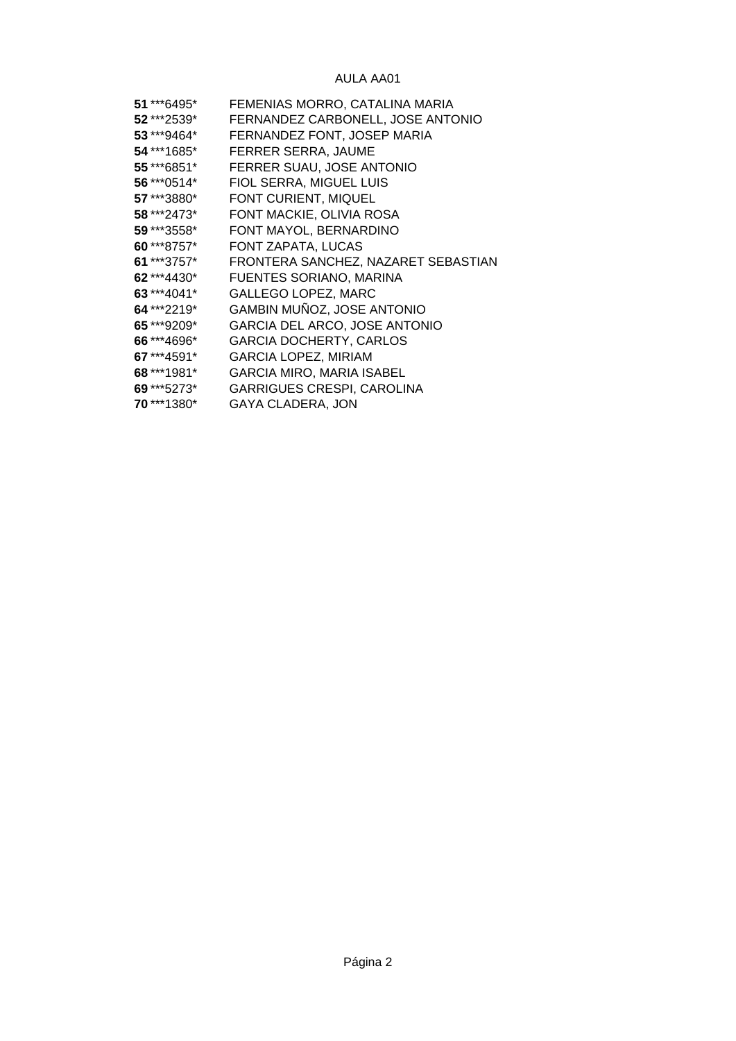AULA AA01

| | | |
|---|---|---|
| **51** | ***6495* | FEMENIAS MORRO, CATALINA MARIA |
| **52** | ***2539* | FERNANDEZ CARBONELL, JOSE ANTONIO |
| **53** | ***9464* | FERNANDEZ FONT, JOSEP MARIA |
| **54** | ***1685* | FERRER SERRA, JAUME |
| **55** | ***6851* | FERRER SUAU, JOSE ANTONIO |
| **56** | ***0514* | FIOL SERRA, MIGUEL LUIS |
| **57** | ***3880* | FONT CURIENT, MIQUEL |
| **58** | ***2473* | FONT MACKIE, OLIVIA ROSA |
| **59** | ***3558* | FONT MAYOL, BERNARDINO |
| **60** | ***8757* | FONT ZAPATA, LUCAS |
| **61** | ***3757* | FRONTERA SANCHEZ, NAZARET SEBASTIAN |
| **62** | ***4430* | FUENTES SORIANO, MARINA |
| **63** | ***4041* | GALLEGO LOPEZ, MARC |
| **64** | ***2219* | GAMBIN MUÑOZ, JOSE ANTONIO |
| **65** | ***9209* | GARCIA DEL ARCO, JOSE ANTONIO |
| **66** | ***4696* | GARCIA DOCHERTY, CARLOS |
| **67** | ***4591* | GARCIA LOPEZ, MIRIAM |
| **68** | ***1981* | GARCIA MIRO, MARIA ISABEL |
| **69** | ***5273* | GARRIGUES CRESPI, CAROLINA |
| **70** | ***1380* | GAYA CLADERA, JON |